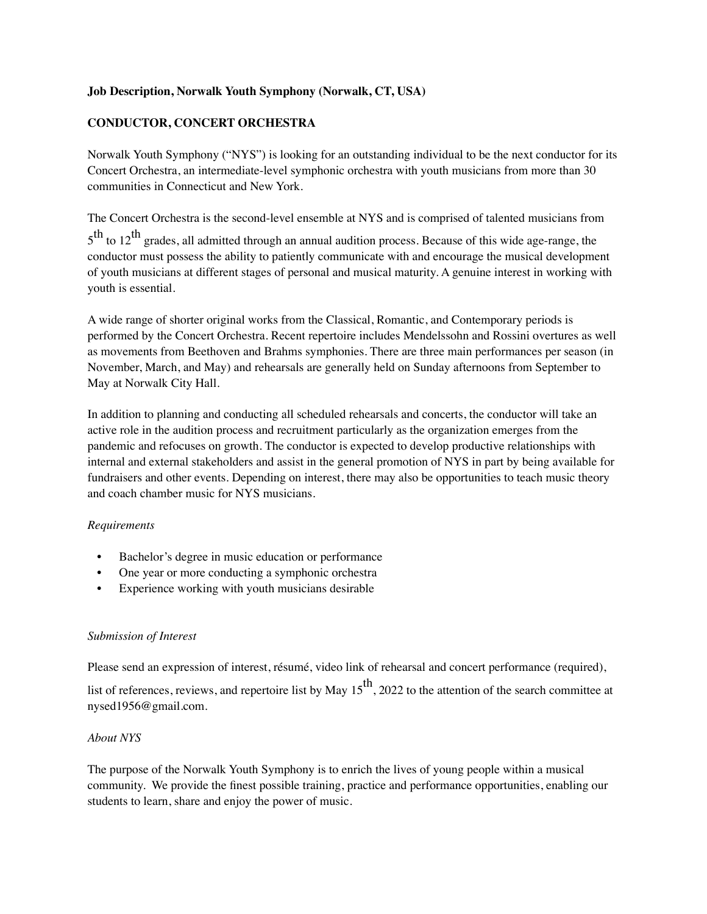**Job Description, Norwalk Youth Symphony (Norwalk, CT, USA)**

**CONDUCTOR, CONCERT ORCHESTRA**

Norwalk Youth Symphony ("NYS") is looking for an outstanding individual to be the next conductor for its Concert Orchestra, an intermediate-level symphonic orchestra with youth musicians from more than 30 communities in Connecticut and New York.

The Concert Orchestra is the second-level ensemble at NYS and is comprised of talented musicians from 5th to 12th grades, all admitted through an annual audition process. Because of this wide age-range, the conductor must possess the ability to patiently communicate with and encourage the musical development of youth musicians at different stages of personal and musical maturity. A genuine interest in working with youth is essential.

A wide range of shorter original works from the Classical, Romantic, and Contemporary periods is performed by the Concert Orchestra. Recent repertoire includes Mendelssohn and Rossini overtures as well as movements from Beethoven and Brahms symphonies. There are three main performances per season (in November, March, and May) and rehearsals are generally held on Sunday afternoons from September to May at Norwalk City Hall.

In addition to planning and conducting all scheduled rehearsals and concerts, the conductor will take an active role in the audition process and recruitment particularly as the organization emerges from the pandemic and refocuses on growth. The conductor is expected to develop productive relationships with internal and external stakeholders and assist in the general promotion of NYS in part by being available for fundraisers and other events. Depending on interest, there may also be opportunities to teach music theory and coach chamber music for NYS musicians.

*Requirements*

- Bachelor's degree in music education or performance
- One year or more conducting a symphonic orchestra
- Experience working with youth musicians desirable

*Submission of Interest*

Please send an expression of interest, résumé, video link of rehearsal and concert performance (required), list of references, reviews, and repertoire list by May 15th, 2022 to the attention of the search committee at nysed1956@gmail.com.

*About NYS*

The purpose of the Norwalk Youth Symphony is to enrich the lives of young people within a musical community. We provide the finest possible training, practice and performance opportunities, enabling our students to learn, share and enjoy the power of music.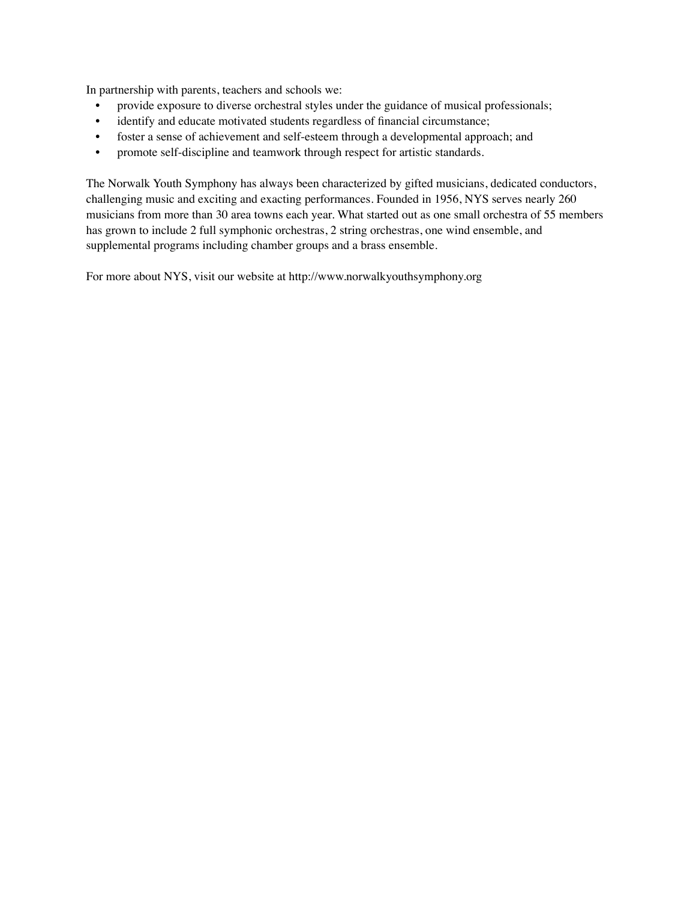In partnership with parents, teachers and schools we:

- provide exposure to diverse orchestral styles under the guidance of musical professionals;
- identify and educate motivated students regardless of financial circumstance;
- foster a sense of achievement and self-esteem through a developmental approach; and
- promote self-discipline and teamwork through respect for artistic standards.

The Norwalk Youth Symphony has always been characterized by gifted musicians, dedicated conductors, challenging music and exciting and exacting performances. Founded in 1956, NYS serves nearly 260 musicians from more than 30 area towns each year. What started out as one small orchestra of 55 members has grown to include 2 full symphonic orchestras, 2 string orchestras, one wind ensemble, and supplemental programs including chamber groups and a brass ensemble.

For more about NYS, visit our website at http://www.norwalkyouthsymphony.org